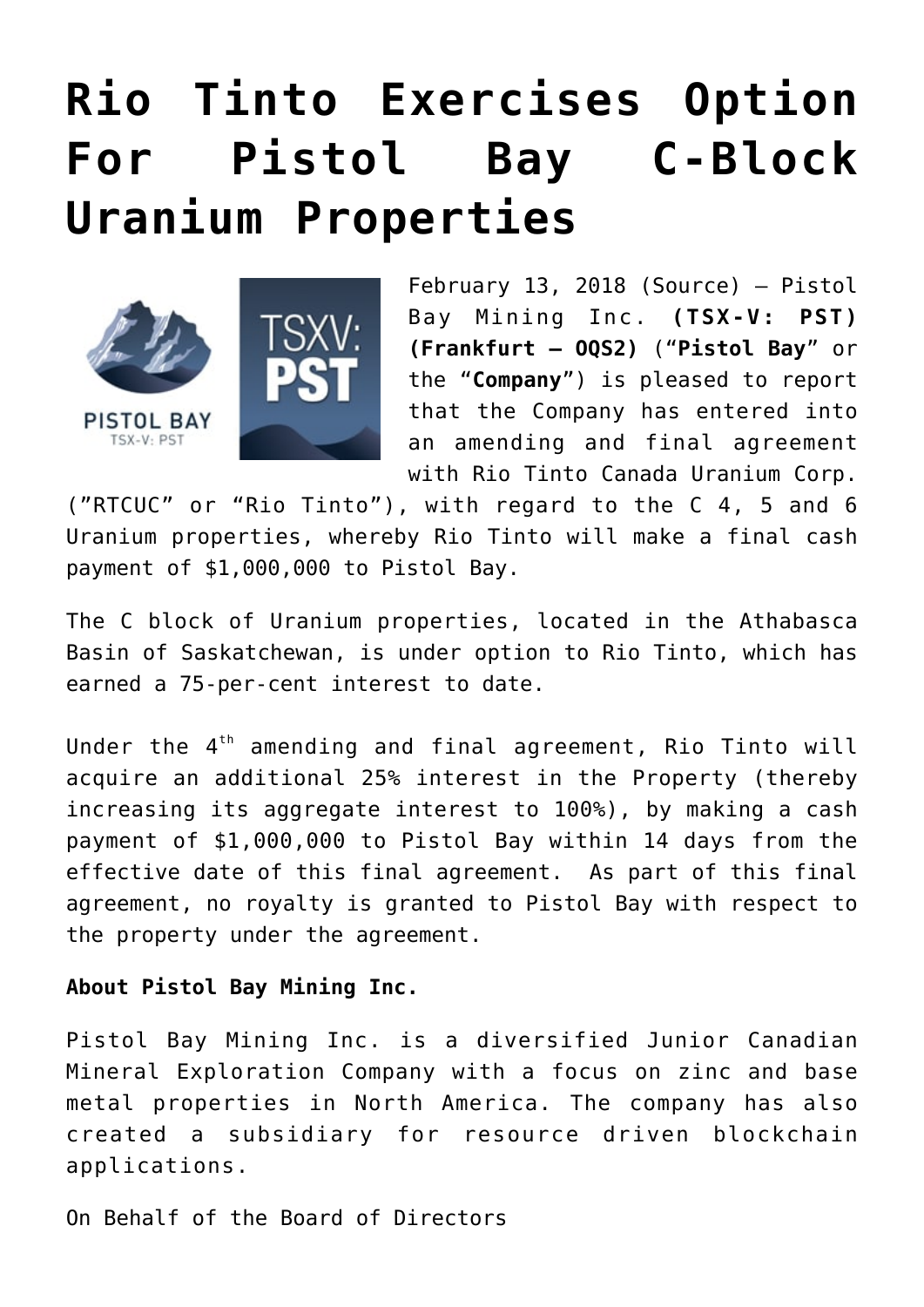# Rio Tinto Exercises Option For Pistol Bay C-Block Uranium Properties

February 13, 2018 (Source) — Pistol Bay Mining Inc. **(TSX-V: PST) (Frankfurt – OQS2)** ("**Pistol Bay**" or the "**Company**") is pleased to report that the Company has entered into an amending and final agreement with Rio Tinto Canada Uranium Corp. ("RTCUC" or "Rio Tinto"), with regard to the C 4, 5 and 6 Uranium properties, whereby Rio Tinto will make a final cash payment of $1,000,000 to Pistol Bay.

The C block of Uranium properties, located in the Athabasca Basin of Saskatchewan, is under option to Rio Tinto, which has earned a 75-per-cent interest to date.

Under the 4th amending and final agreement, Rio Tinto will acquire an additional 25% interest in the Property (thereby increasing its aggregate interest to 100%), by making a cash payment of $1,000,000 to Pistol Bay within 14 days from the effective date of this final agreement. As part of this final agreement, no royalty is granted to Pistol Bay with respect to the property under the agreement.

**About Pistol Bay Mining Inc.**

Pistol Bay Mining Inc. is a diversified Junior Canadian Mineral Exploration Company with a focus on zinc and base metal properties in North America. The company has also created a subsidiary for resource driven blockchain applications.

On Behalf of the Board of Directors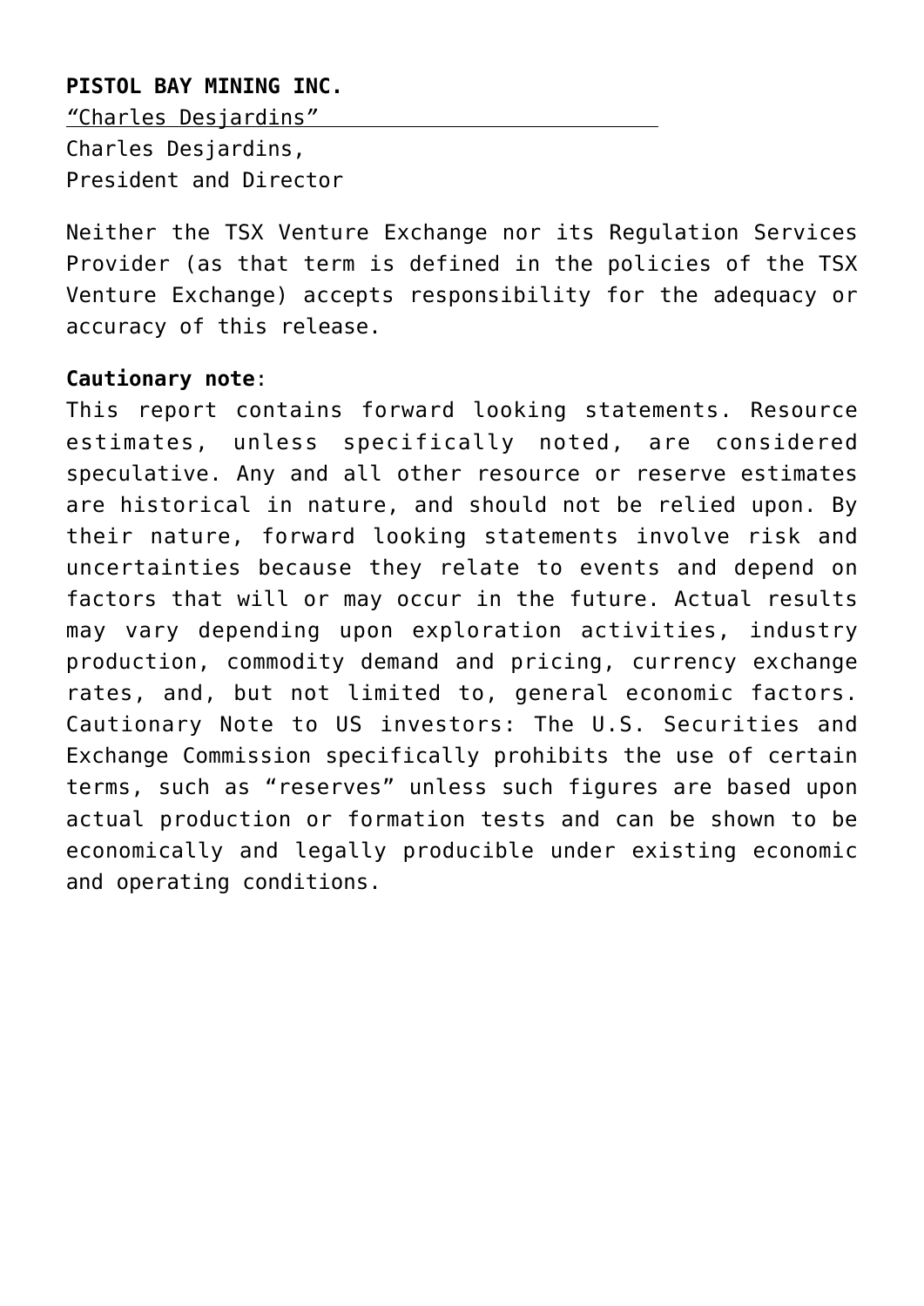**PISTOL BAY MINING INC.**

"Charles Desjardins"

Charles Desjardins,
President and Director

Neither the TSX Venture Exchange nor its Regulation Services Provider (as that term is defined in the policies of the TSX Venture Exchange) accepts responsibility for the adequacy or accuracy of this release.

**Cautionary note**:
This report contains forward looking statements. Resource estimates, unless specifically noted, are considered speculative. Any and all other resource or reserve estimates are historical in nature, and should not be relied upon. By their nature, forward looking statements involve risk and uncertainties because they relate to events and depend on factors that will or may occur in the future. Actual results may vary depending upon exploration activities, industry production, commodity demand and pricing, currency exchange rates, and, but not limited to, general economic factors. Cautionary Note to US investors: The U.S. Securities and Exchange Commission specifically prohibits the use of certain terms, such as "reserves" unless such figures are based upon actual production or formation tests and can be shown to be economically and legally producible under existing economic and operating conditions.